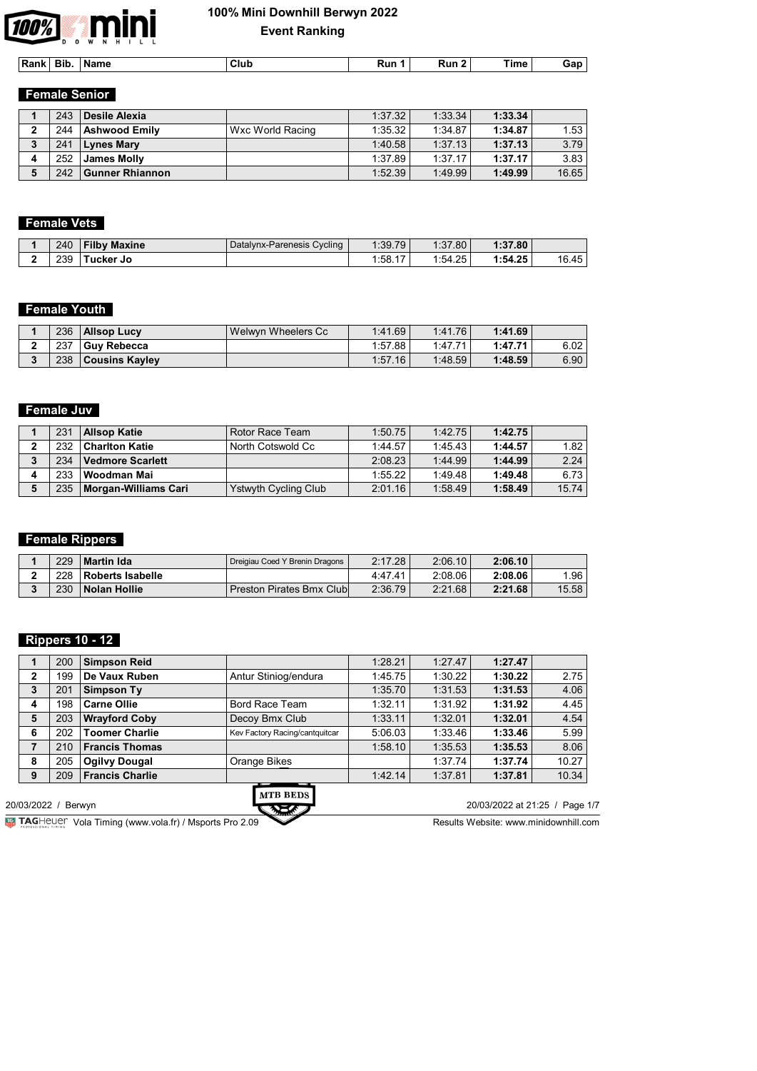# 100% Mini Downhill Berwyn 2022

## Event Ranking

### Female Senior

| Rank | Bib. | Name | Club | Run 1 | Run 2 | Time | Gap |
|---|---|---|---|---|---|---|---|
| 1 | 243 | **Desile Alexia** | | 1:37.32 | 1:33.34 | **1:33.34** | |
| 2 | 244 | **Ashwood Emily** | Wxc World Racing | 1:35.32 | 1:34.87 | **1:34.87** | 1.53 |
| 3 | 241 | **Lynes Mary** | | 1:40.58 | 1:37.13 | **1:37.13** | 3.79 |
| 4 | 252 | **James Molly** | | 1:37.89 | 1:37.17 | **1:37.17** | 3.83 |
| 5 | 242 | **Gunner Rhiannon** | | 1:52.39 | 1:49.99 | **1:49.99** | 16.65 |

### Female Vets

| Rank | Bib. | Name | Club | Run 1 | Run 2 | Time | Gap |
|---|---|---|---|---|---|---|---|
| 1 | 240 | **Filby Maxine** | Datalynx-Parenesis Cycling | 1:39.79 | 1:37.80 | **1:37.80** | |
| 2 | 239 | **Tucker Jo** | | 1:58.17 | 1:54.25 | **1:54.25** | 16.45 |

### Female Youth

| Rank | Bib. | Name | Club | Run 1 | Run 2 | Time | Gap |
|---|---|---|---|---|---|---|---|
| 1 | 236 | **Allsop Lucy** | Welwyn Wheelers Cc | 1:41.69 | 1:41.76 | **1:41.69** | |
| 2 | 237 | **Guy Rebecca** | | 1:57.88 | 1:47.71 | **1:47.71** | 6.02 |
| 3 | 238 | **Cousins Kayley** | | 1:57.16 | 1:48.59 | **1:48.59** | 6.90 |

### Female Juv

| Rank | Bib. | Name | Club | Run 1 | Run 2 | Time | Gap |
|---|---|---|---|---|---|---|---|
| 1 | 231 | **Allsop Katie** | Rotor Race Team | 1:50.75 | 1:42.75 | **1:42.75** | |
| 2 | 232 | **Charlton Katie** | North Cotswold Cc | 1:44.57 | 1:45.43 | **1:44.57** | 1.82 |
| 3 | 234 | **Vedmore Scarlett** | | 2:08.23 | 1:44.99 | **1:44.99** | 2.24 |
| 4 | 233 | **Woodman Mai** | | 1:55.22 | 1:49.48 | **1:49.48** | 6.73 |
| 5 | 235 | **Morgan-Williams Cari** | Ystwyth Cycling Club | 2:01.16 | 1:58.49 | **1:58.49** | 15.74 |

### Female Rippers

| Rank | Bib. | Name | Club | Run 1 | Run 2 | Time | Gap |
|---|---|---|---|---|---|---|---|
| 1 | 229 | **Martin Ida** | Dreigiau Coed Y Brenin Dragons | 2:17.28 | 2:06.10 | **2:06.10** | |
| 2 | 228 | **Roberts Isabelle** | | 4:47.41 | 2:08.06 | **2:08.06** | 1.96 |
| 3 | 230 | **Nolan Hollie** | Preston Pirates Bmx Club | 2:36.79 | 2:21.68 | **2:21.68** | 15.58 |

### Rippers 10 - 12

| Rank | Bib. | Name | Club | Run 1 | Run 2 | Time | Gap |
|---|---|---|---|---|---|---|---|
| 1 | 200 | **Simpson Reid** | | 1:28.21 | 1:27.47 | **1:27.47** | |
| 2 | 199 | **De Vaux Ruben** | Antur Stiniog/endura | 1:45.75 | 1:30.22 | **1:30.22** | 2.75 |
| 3 | 201 | **Simpson Ty** | | 1:35.70 | 1:31.53 | **1:31.53** | 4.06 |
| 4 | 198 | **Carne Ollie** | Bord Race Team | 1:32.11 | 1:31.92 | **1:31.92** | 4.45 |
| 5 | 203 | **Wrayford Coby** | Decoy Bmx Club | 1:33.11 | 1:32.01 | **1:32.01** | 4.54 |
| 6 | 202 | **Toomer Charlie** | Kev Factory Racing/cantquitcar | 5:06.03 | 1:33.46 | **1:33.46** | 5.99 |
| 7 | 210 | **Francis Thomas** | | 1:58.10 | 1:35.53 | **1:35.53** | 8.06 |
| 8 | 205 | **Ogilvy Dougal** | Orange Bikes | | 1:37.74 | **1:37.74** | 10.27 |
| 9 | 209 | **Francis Charlie** | | 1:42.14 | 1:37.81 | **1:37.81** | 10.34 |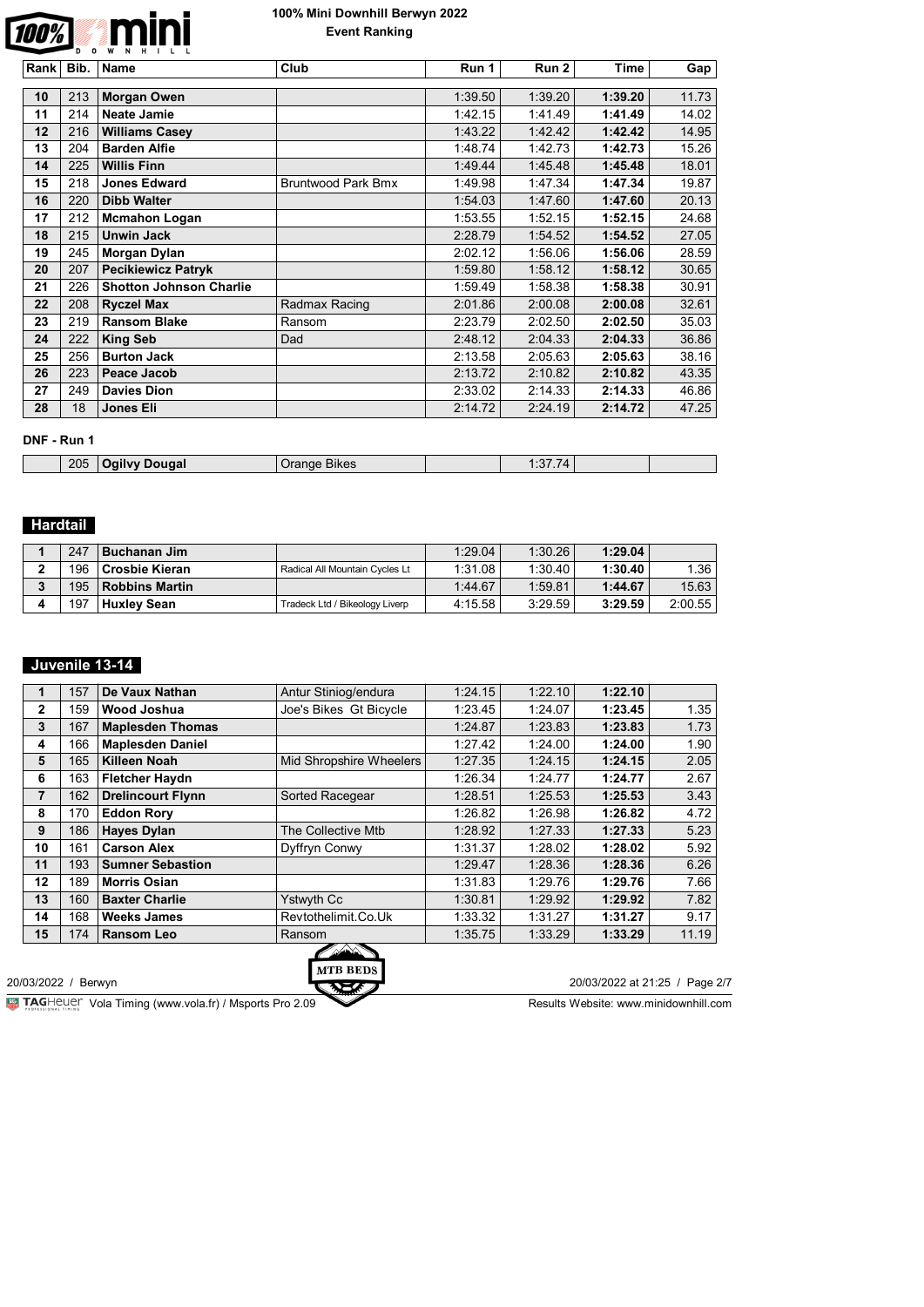# 100% Mini Downhill Berwyn 2022

**Event Ranking**

| Rank | Bib. | Name | Club | Run 1 | Run 2 | Time | Gap |
|---|---|---|---|---|---|---|---|
| 10 | 213 | **Morgan Owen** | | 1:39.50 | 1:39.20 | **1:39.20** | 11.73 |
| 11 | 214 | **Neate Jamie** | | 1:42.15 | 1:41.49 | **1:41.49** | 14.02 |
| 12 | 216 | **Williams Casey** | | 1:43.22 | 1:42.42 | **1:42.42** | 14.95 |
| 13 | 204 | **Barden Alfie** | | 1:48.74 | 1:42.73 | **1:42.73** | 15.26 |
| 14 | 225 | **Willis Finn** | | 1:49.44 | 1:45.48 | **1:45.48** | 18.01 |
| 15 | 218 | **Jones Edward** | Bruntwood Park Bmx | 1:49.98 | 1:47.34 | **1:47.34** | 19.87 |
| 16 | 220 | **Dibb Walter** | | 1:54.03 | 1:47.60 | **1:47.60** | 20.13 |
| 17 | 212 | **Mcmahon Logan** | | 1:53.55 | 1:52.15 | **1:52.15** | 24.68 |
| 18 | 215 | **Unwin Jack** | | 2:28.79 | 1:54.52 | **1:54.52** | 27.05 |
| 19 | 245 | **Morgan Dylan** | | 2:02.12 | 1:56.06 | **1:56.06** | 28.59 |
| 20 | 207 | **Pecikiewicz Patryk** | | 1:59.80 | 1:58.12 | **1:58.12** | 30.65 |
| 21 | 226 | **Shotton Johnson Charlie** | | 1:59.49 | 1:58.38 | **1:58.38** | 30.91 |
| 22 | 208 | **Ryczel Max** | Radmax Racing | 2:01.86 | 2:00.08 | **2:00.08** | 32.61 |
| 23 | 219 | **Ransom Blake** | Ransom | 2:23.79 | 2:02.50 | **2:02.50** | 35.03 |
| 24 | 222 | **King Seb** | Dad | 2:48.12 | 2:04.33 | **2:04.33** | 36.86 |
| 25 | 256 | **Burton Jack** | | 2:13.58 | 2:05.63 | **2:05.63** | 38.16 |
| 26 | 223 | **Peace Jacob** | | 2:13.72 | 2:10.82 | **2:10.82** | 43.35 |
| 27 | 249 | **Davies Dion** | | 2:33.02 | 2:14.33 | **2:14.33** | 46.86 |
| 28 | 18 | **Jones Eli** | | 2:14.72 | 2:24.19 | **2:14.72** | 47.25 |

**DNF - Run 1**

| Rank | Bib. | Name | Club | Run 1 | Run 2 | Time | Gap |
|---|---|---|---|---|---|---|---|
| | 205 | **Ogilvy Dougal** | Orange Bikes | | 1:37.74 | | |

## Hardtail

| Rank | Bib. | Name | Club | Run 1 | Run 2 | Time | Gap |
|---|---|---|---|---|---|---|---|
| 1 | 247 | **Buchanan Jim** | | 1:29.04 | 1:30.26 | **1:29.04** | |
| 2 | 196 | **Crosbie Kieran** | Radical All Mountain Cycles Lt | 1:31.08 | 1:30.40 | **1:30.40** | 1.36 |
| 3 | 195 | **Robbins Martin** | | 1:44.67 | 1:59.81 | **1:44.67** | 15.63 |
| 4 | 197 | **Huxley Sean** | Tradeck Ltd / Bikeology Liverp | 4:15.58 | 3:29.59 | **3:29.59** | 2:00.55 |

## Juvenile 13-14

| Rank | Bib. | Name | Club | Run 1 | Run 2 | Time | Gap |
|---|---|---|---|---|---|---|---|
| 1 | 157 | **De Vaux Nathan** | Antur Stiniog/endura | 1:24.15 | 1:22.10 | **1:22.10** | |
| 2 | 159 | **Wood Joshua** | Joe's Bikes Gt Bicycle | 1:23.45 | 1:24.07 | **1:23.45** | 1.35 |
| 3 | 167 | **Maplesden Thomas** | | 1:24.87 | 1:23.83 | **1:23.83** | 1.73 |
| 4 | 166 | **Maplesden Daniel** | | 1:27.42 | 1:24.00 | **1:24.00** | 1.90 |
| 5 | 165 | **Killeen Noah** | Mid Shropshire Wheelers | 1:27.35 | 1:24.15 | **1:24.15** | 2.05 |
| 6 | 163 | **Fletcher Haydn** | | 1:26.34 | 1:24.77 | **1:24.77** | 2.67 |
| 7 | 162 | **Drelincourt Flynn** | Sorted Racegear | 1:28.51 | 1:25.53 | **1:25.53** | 3.43 |
| 8 | 170 | **Eddon Rory** | | 1:26.82 | 1:26.98 | **1:26.82** | 4.72 |
| 9 | 186 | **Hayes Dylan** | The Collective Mtb | 1:28.92 | 1:27.33 | **1:27.33** | 5.23 |
| 10 | 161 | **Carson Alex** | Dyffryn Conwy | 1:31.37 | 1:28.02 | **1:28.02** | 5.92 |
| 11 | 193 | **Sumner Sebastion** | | 1:29.47 | 1:28.36 | **1:28.36** | 6.26 |
| 12 | 189 | **Morris Osian** | | 1:31.83 | 1:29.76 | **1:29.76** | 7.66 |
| 13 | 160 | **Baxter Charlie** | Ystwyth Cc | 1:30.81 | 1:29.92 | **1:29.92** | 7.82 |
| 14 | 168 | **Weeks James** | Revtothelimit.Co.Uk | 1:33.32 | 1:31.27 | **1:31.27** | 9.17 |
| 15 | 174 | **Ransom Leo** | Ransom | 1:35.75 | 1:33.29 | **1:33.29** | 11.19 |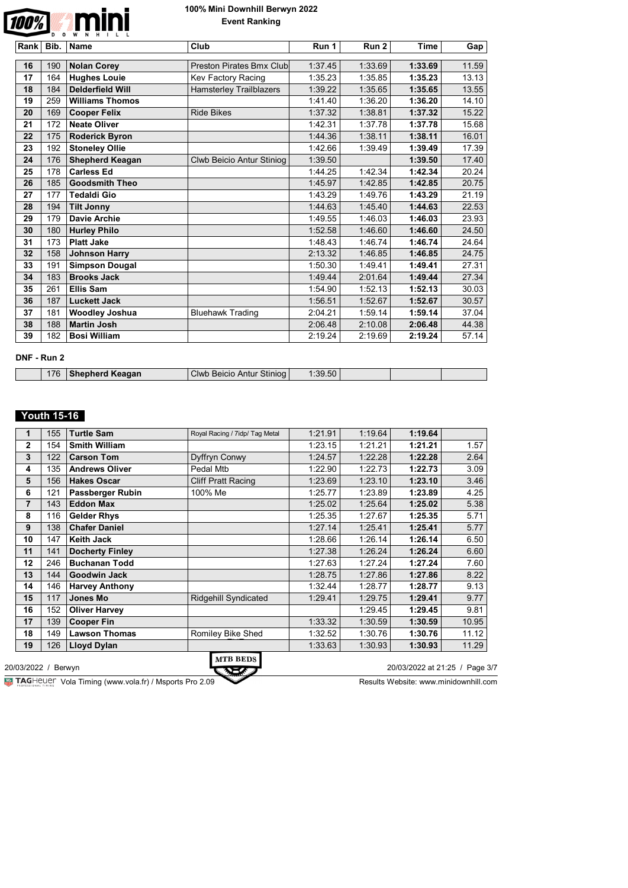# 100% Mini Downhill Berwyn 2022

**Event Ranking**

| Rank | Bib. | Name | Club | Run 1 | Run 2 | Time | Gap |
|---|---|---|---|---|---|---|---|
| 16 | 190 | **Nolan Corey** | Preston Pirates Bmx Club | 1:37.45 | 1:33.69 | **1:33.69** | 11.59 |
| 17 | 164 | **Hughes Louie** | Kev Factory Racing | 1:35.23 | 1:35.85 | **1:35.23** | 13.13 |
| 18 | 184 | **Delderfield Will** | Hamsterley Trailblazers | 1:39.22 | 1:35.65 | **1:35.65** | 13.55 |
| 19 | 259 | **Williams Thomos** | | 1:41.40 | 1:36.20 | **1:36.20** | 14.10 |
| 20 | 169 | **Cooper Felix** | Ride Bikes | 1:37.32 | 1:38.81 | **1:37.32** | 15.22 |
| 21 | 172 | **Neate Oliver** | | 1:42.31 | 1:37.78 | **1:37.78** | 15.68 |
| 22 | 175 | **Roderick Byron** | | 1:44.36 | 1:38.11 | **1:38.11** | 16.01 |
| 23 | 192 | **Stoneley Ollie** | | 1:42.66 | 1:39.49 | **1:39.49** | 17.39 |
| 24 | 176 | **Shepherd Keagan** | Clwb Beicio Antur Stiniog | 1:39.50 | | **1:39.50** | 17.40 |
| 25 | 178 | **Carless Ed** | | 1:44.25 | 1:42.34 | **1:42.34** | 20.24 |
| 26 | 185 | **Goodsmith Theo** | | 1:45.97 | 1:42.85 | **1:42.85** | 20.75 |
| 27 | 177 | **Tedaldi Gio** | | 1:43.29 | 1:49.76 | **1:43.29** | 21.19 |
| 28 | 194 | **Tilt Jonny** | | 1:44.63 | 1:45.40 | **1:44.63** | 22.53 |
| 29 | 179 | **Davie Archie** | | 1:49.55 | 1:46.03 | **1:46.03** | 23.93 |
| 30 | 180 | **Hurley Philo** | | 1:52.58 | 1:46.60 | **1:46.60** | 24.50 |
| 31 | 173 | **Platt Jake** | | 1:48.43 | 1:46.74 | **1:46.74** | 24.64 |
| 32 | 158 | **Johnson Harry** | | 2:13.32 | 1:46.85 | **1:46.85** | 24.75 |
| 33 | 191 | **Simpson Dougal** | | 1:50.30 | 1:49.41 | **1:49.41** | 27.31 |
| 34 | 183 | **Brooks Jack** | | 1:49.44 | 2:01.64 | **1:49.44** | 27.34 |
| 35 | 261 | **Ellis Sam** | | 1:54.90 | 1:52.13 | **1:52.13** | 30.03 |
| 36 | 187 | **Luckett Jack** | | 1:56.51 | 1:52.67 | **1:52.67** | 30.57 |
| 37 | 181 | **Woodley Joshua** | Bluehawk Trading | 2:04.21 | 1:59.14 | **1:59.14** | 37.04 |
| 38 | 188 | **Martin Josh** | | 2:06.48 | 2:10.08 | **2:06.48** | 44.38 |
| 39 | 182 | **Bosi William** | | 2:19.24 | 2:19.69 | **2:19.24** | 57.14 |

**DNF - Run 2**

| Rank | Bib. | Name | Club | Run 1 | Run 2 | Time | Gap |
|---|---|---|---|---|---|---|---|
| | 176 | **Shepherd Keagan** | Clwb Beicio Antur Stiniog | 1:39.50 | | | |

## Youth 15-16

| Rank | Bib. | Name | Club | Run 1 | Run 2 | Time | Gap |
|---|---|---|---|---|---|---|---|
| 1 | 155 | **Turtle Sam** | Royal Racing / 7idp/ Tag Metal | 1:21.91 | 1:19.64 | **1:19.64** | |
| 2 | 154 | **Smith William** | | 1:23.15 | 1:21.21 | **1:21.21** | 1.57 |
| 3 | 122 | **Carson Tom** | Dyffryn Conwy | 1:24.57 | 1:22.28 | **1:22.28** | 2.64 |
| 4 | 135 | **Andrews Oliver** | Pedal Mtb | 1:22.90 | 1:22.73 | **1:22.73** | 3.09 |
| 5 | 156 | **Hakes Oscar** | Cliff Pratt Racing | 1:23.69 | 1:23.10 | **1:23.10** | 3.46 |
| 6 | 121 | **Passberger Rubin** | 100% Me | 1:25.77 | 1:23.89 | **1:23.89** | 4.25 |
| 7 | 143 | **Eddon Max** | | 1:25.02 | 1:25.64 | **1:25.02** | 5.38 |
| 8 | 116 | **Gelder Rhys** | | 1:25.35 | 1:27.67 | **1:25.35** | 5.71 |
| 9 | 138 | **Chafer Daniel** | | 1:27.14 | 1:25.41 | **1:25.41** | 5.77 |
| 10 | 147 | **Keith Jack** | | 1:28.66 | 1:26.14 | **1:26.14** | 6.50 |
| 11 | 141 | **Docherty Finley** | | 1:27.38 | 1:26.24 | **1:26.24** | 6.60 |
| 12 | 246 | **Buchanan Todd** | | 1:27.63 | 1:27.24 | **1:27.24** | 7.60 |
| 13 | 144 | **Goodwin Jack** | | 1:28.75 | 1:27.86 | **1:27.86** | 8.22 |
| 14 | 146 | **Harvey Anthony** | | 1:32.44 | 1:28.77 | **1:28.77** | 9.13 |
| 15 | 117 | **Jones Mo** | Ridgehill Syndicated | 1:29.41 | 1:29.75 | **1:29.41** | 9.77 |
| 16 | 152 | **Oliver Harvey** | | | 1:29.45 | **1:29.45** | 9.81 |
| 17 | 139 | **Cooper Fin** | | 1:33.32 | 1:30.59 | **1:30.59** | 10.95 |
| 18 | 149 | **Lawson Thomas** | Romiley Bike Shed | 1:32.52 | 1:30.76 | **1:30.76** | 11.12 |
| 19 | 126 | **Lloyd Dylan** | | 1:33.63 | 1:30.93 | **1:30.93** | 11.29 |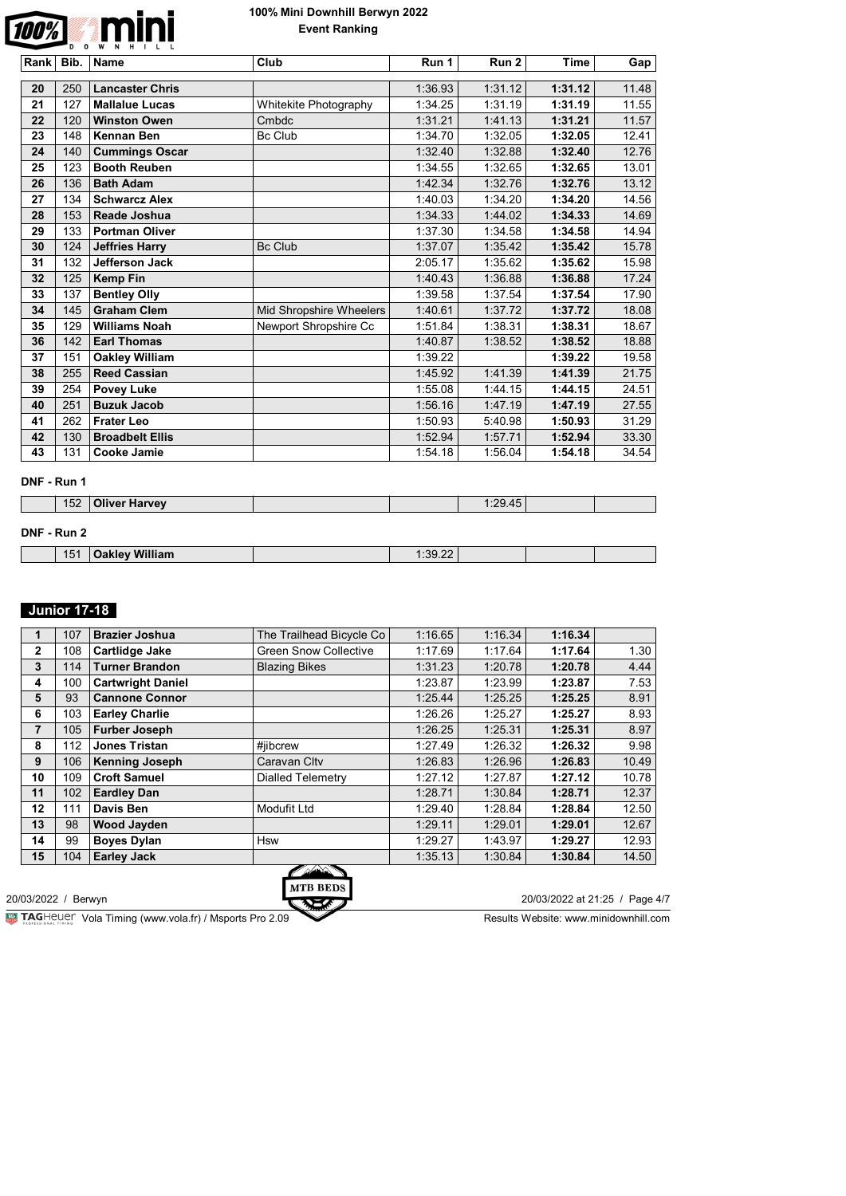# 100% Mini Downhill Berwyn 2022

**Event Ranking**

| Rank | Bib. | Name | Club | Run 1 | Run 2 | Time | Gap |
|---|---|---|---|---|---|---|---|
| 20 | 250 | **Lancaster Chris** | | 1:36.93 | 1:31.12 | **1:31.12** | 11.48 |
| 21 | 127 | **Mallalue Lucas** | Whitekite Photography | 1:34.25 | 1:31.19 | **1:31.19** | 11.55 |
| 22 | 120 | **Winston Owen** | Cmbdc | 1:31.21 | 1:41.13 | **1:31.21** | 11.57 |
| 23 | 148 | **Kennan Ben** | Bc Club | 1:34.70 | 1:32.05 | **1:32.05** | 12.41 |
| 24 | 140 | **Cummings Oscar** | | 1:32.40 | 1:32.88 | **1:32.40** | 12.76 |
| 25 | 123 | **Booth Reuben** | | 1:34.55 | 1:32.65 | **1:32.65** | 13.01 |
| 26 | 136 | **Bath Adam** | | 1:42.34 | 1:32.76 | **1:32.76** | 13.12 |
| 27 | 134 | **Schwarcz Alex** | | 1:40.03 | 1:34.20 | **1:34.20** | 14.56 |
| 28 | 153 | **Reade Joshua** | | 1:34.33 | 1:44.02 | **1:34.33** | 14.69 |
| 29 | 133 | **Portman Oliver** | | 1:37.30 | 1:34.58 | **1:34.58** | 14.94 |
| 30 | 124 | **Jeffries Harry** | Bc Club | 1:37.07 | 1:35.42 | **1:35.42** | 15.78 |
| 31 | 132 | **Jefferson Jack** | | 2:05.17 | 1:35.62 | **1:35.62** | 15.98 |
| 32 | 125 | **Kemp Fin** | | 1:40.43 | 1:36.88 | **1:36.88** | 17.24 |
| 33 | 137 | **Bentley Olly** | | 1:39.58 | 1:37.54 | **1:37.54** | 17.90 |
| 34 | 145 | **Graham Clem** | Mid Shropshire Wheelers | 1:40.61 | 1:37.72 | **1:37.72** | 18.08 |
| 35 | 129 | **Williams Noah** | Newport Shropshire Cc | 1:51.84 | 1:38.31 | **1:38.31** | 18.67 |
| 36 | 142 | **Earl Thomas** | | 1:40.87 | 1:38.52 | **1:38.52** | 18.88 |
| 37 | 151 | **Oakley William** | | 1:39.22 | | **1:39.22** | 19.58 |
| 38 | 255 | **Reed Cassian** | | 1:45.92 | 1:41.39 | **1:41.39** | 21.75 |
| 39 | 254 | **Povey Luke** | | 1:55.08 | 1:44.15 | **1:44.15** | 24.51 |
| 40 | 251 | **Buzuk Jacob** | | 1:56.16 | 1:47.19 | **1:47.19** | 27.55 |
| 41 | 262 | **Frater Leo** | | 1:50.93 | 5:40.98 | **1:50.93** | 31.29 |
| 42 | 130 | **Broadbelt Ellis** | | 1:52.94 | 1:57.71 | **1:52.94** | 33.30 |
| 43 | 131 | **Cooke Jamie** | | 1:54.18 | 1:56.04 | **1:54.18** | 34.54 |

**DNF - Run 1**

| Rank | Bib. | Name | Club | Run 1 | Run 2 | Time | Gap |
|---|---|---|---|---|---|---|---|
| | 152 | **Oliver Harvey** | | | 1:29.45 | | |

**DNF - Run 2**

| Rank | Bib. | Name | Club | Run 1 | Run 2 | Time | Gap |
|---|---|---|---|---|---|---|---|
| | 151 | **Oakley William** | | 1:39.22 | | | |

## Junior 17-18

| Rank | Bib. | Name | Club | Run 1 | Run 2 | Time | Gap |
|---|---|---|---|---|---|---|---|
| 1 | 107 | **Brazier Joshua** | The Trailhead Bicycle Co | 1:16.65 | 1:16.34 | **1:16.34** | |
| 2 | 108 | **Cartlidge Jake** | Green Snow Collective | 1:17.69 | 1:17.64 | **1:17.64** | 1.30 |
| 3 | 114 | **Turner Brandon** | Blazing Bikes | 1:31.23 | 1:20.78 | **1:20.78** | 4.44 |
| 4 | 100 | **Cartwright Daniel** | | 1:23.87 | 1:23.99 | **1:23.87** | 7.53 |
| 5 | 93 | **Cannone Connor** | | 1:25.44 | 1:25.25 | **1:25.25** | 8.91 |
| 6 | 103 | **Earley Charlie** | | 1:26.26 | 1:25.27 | **1:25.27** | 8.93 |
| 7 | 105 | **Furber Joseph** | | 1:26.25 | 1:25.31 | **1:25.31** | 8.97 |
| 8 | 112 | **Jones Tristan** | #jibcrew | 1:27.49 | 1:26.32 | **1:26.32** | 9.98 |
| 9 | 106 | **Kenning Joseph** | Caravan Cltv | 1:26.83 | 1:26.96 | **1:26.83** | 10.49 |
| 10 | 109 | **Croft Samuel** | Dialled Telemetry | 1:27.12 | 1:27.87 | **1:27.12** | 10.78 |
| 11 | 102 | **Eardley Dan** | | 1:28.71 | 1:30.84 | **1:28.71** | 12.37 |
| 12 | 111 | **Davis Ben** | Modufit Ltd | 1:29.40 | 1:28.84 | **1:28.84** | 12.50 |
| 13 | 98 | **Wood Jayden** | | 1:29.11 | 1:29.01 | **1:29.01** | 12.67 |
| 14 | 99 | **Boyes Dylan** | Hsw | 1:29.27 | 1:43.97 | **1:29.27** | 12.93 |
| 15 | 104 | **Earley Jack** | | 1:35.13 | 1:30.84 | **1:30.84** | 14.50 |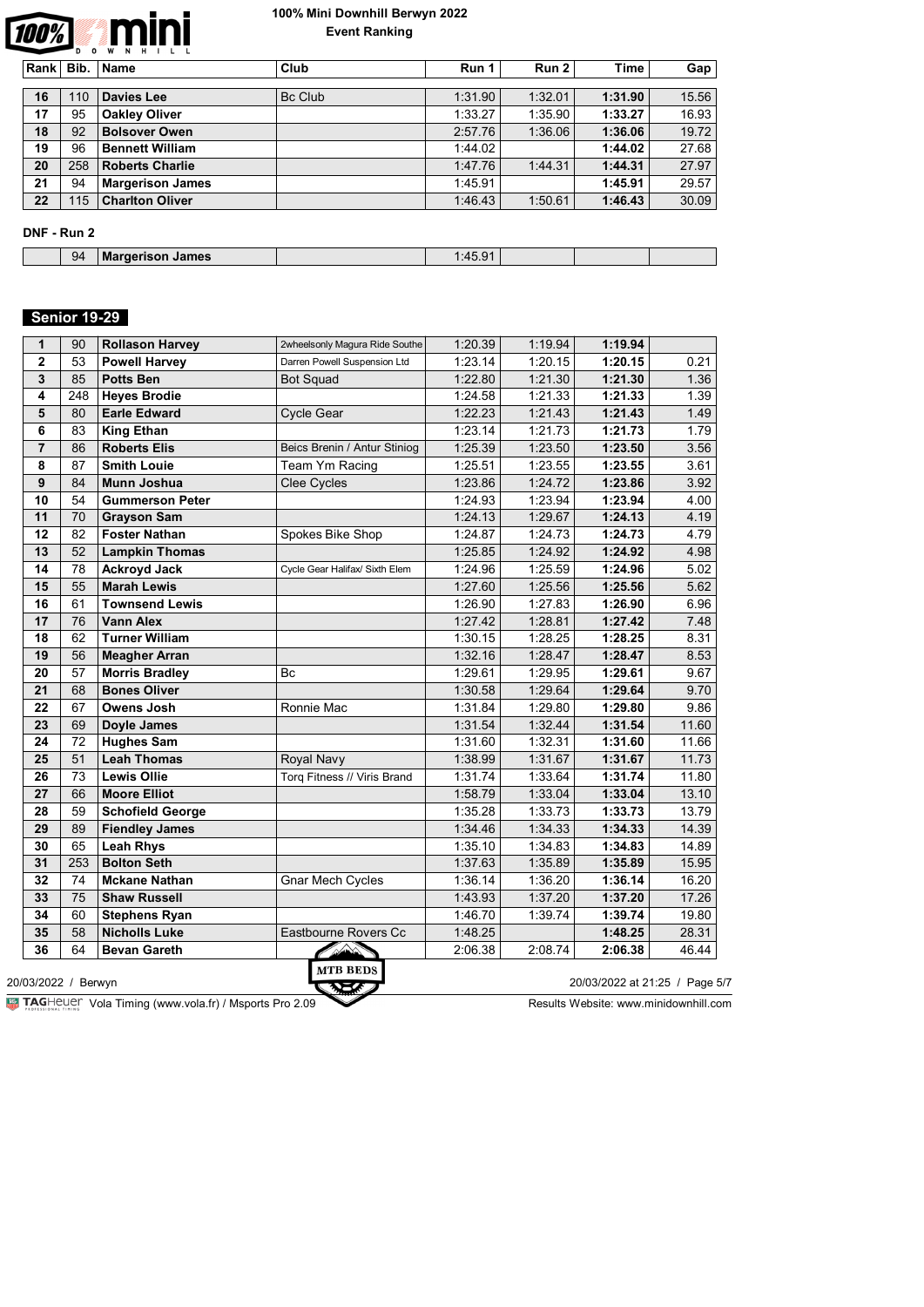# 100% Mini Downhill Berwyn 2022

**Event Ranking**

| Rank | Bib. | Name | Club | Run 1 | Run 2 | Time | Gap |
|---|---|---|---|---|---|---|---|
| 16 | 110 | **Davies Lee** | Bc Club | 1:31.90 | 1:32.01 | **1:31.90** | 15.56 |
| 17 | 95 | **Oakley Oliver** | | 1:33.27 | 1:35.90 | **1:33.27** | 16.93 |
| 18 | 92 | **Bolsover Owen** | | 2:57.76 | 1:36.06 | **1:36.06** | 19.72 |
| 19 | 96 | **Bennett William** | | 1:44.02 | | **1:44.02** | 27.68 |
| 20 | 258 | **Roberts Charlie** | | 1:47.76 | 1:44.31 | **1:44.31** | 27.97 |
| 21 | 94 | **Margerison James** | | 1:45.91 | | **1:45.91** | 29.57 |
| 22 | 115 | **Charlton Oliver** | | 1:46.43 | 1:50.61 | **1:46.43** | 30.09 |

**DNF - Run 2**

| Rank | Bib. | Name | Club | Run 1 | Run 2 | Time | Gap |
|---|---|---|---|---|---|---|---|
| | 94 | **Margerison James** | | 1:45.91 | | | |

## Senior 19-29

| Rank | Bib. | Name | Club | Run 1 | Run 2 | Time | Gap |
|---|---|---|---|---|---|---|---|
| 1 | 90 | **Rollason Harvey** | 2wheelsonly Magura Ride Southe | 1:20.39 | 1:19.94 | **1:19.94** | |
| 2 | 53 | **Powell Harvey** | Darren Powell Suspension Ltd | 1:23.14 | 1:20.15 | **1:20.15** | 0.21 |
| 3 | 85 | **Potts Ben** | Bot Squad | 1:22.80 | 1:21.30 | **1:21.30** | 1.36 |
| 4 | 248 | **Heyes Brodie** | | 1:24.58 | 1:21.33 | **1:21.33** | 1.39 |
| 5 | 80 | **Earle Edward** | Cycle Gear | 1:22.23 | 1:21.43 | **1:21.43** | 1.49 |
| 6 | 83 | **King Ethan** | | 1:23.14 | 1:21.73 | **1:21.73** | 1.79 |
| 7 | 86 | **Roberts Elis** | Beics Brenin / Antur Stiniog | 1:25.39 | 1:23.50 | **1:23.50** | 3.56 |
| 8 | 87 | **Smith Louie** | Team Ym Racing | 1:25.51 | 1:23.55 | **1:23.55** | 3.61 |
| 9 | 84 | **Munn Joshua** | Clee Cycles | 1:23.86 | 1:24.72 | **1:23.86** | 3.92 |
| 10 | 54 | **Gummerson Peter** | | 1:24.93 | 1:23.94 | **1:23.94** | 4.00 |
| 11 | 70 | **Grayson Sam** | | 1:24.13 | 1:29.67 | **1:24.13** | 4.19 |
| 12 | 82 | **Foster Nathan** | Spokes Bike Shop | 1:24.87 | 1:24.73 | **1:24.73** | 4.79 |
| 13 | 52 | **Lampkin Thomas** | | 1:25.85 | 1:24.92 | **1:24.92** | 4.98 |
| 14 | 78 | **Ackroyd Jack** | Cycle Gear Halifax/ Sixth Elem | 1:24.96 | 1:25.59 | **1:24.96** | 5.02 |
| 15 | 55 | **Marah Lewis** | | 1:27.60 | 1:25.56 | **1:25.56** | 5.62 |
| 16 | 61 | **Townsend Lewis** | | 1:26.90 | 1:27.83 | **1:26.90** | 6.96 |
| 17 | 76 | **Vann Alex** | | 1:27.42 | 1:28.81 | **1:27.42** | 7.48 |
| 18 | 62 | **Turner William** | | 1:30.15 | 1:28.25 | **1:28.25** | 8.31 |
| 19 | 56 | **Meagher Arran** | | 1:32.16 | 1:28.47 | **1:28.47** | 8.53 |
| 20 | 57 | **Morris Bradley** | Bc | 1:29.61 | 1:29.95 | **1:29.61** | 9.67 |
| 21 | 68 | **Bones Oliver** | | 1:30.58 | 1:29.64 | **1:29.64** | 9.70 |
| 22 | 67 | **Owens Josh** | Ronnie Mac | 1:31.84 | 1:29.80 | **1:29.80** | 9.86 |
| 23 | 69 | **Doyle James** | | 1:31.54 | 1:32.44 | **1:31.54** | 11.60 |
| 24 | 72 | **Hughes Sam** | | 1:31.60 | 1:32.31 | **1:31.60** | 11.66 |
| 25 | 51 | **Leah Thomas** | Royal Navy | 1:38.99 | 1:31.67 | **1:31.67** | 11.73 |
| 26 | 73 | **Lewis Ollie** | Torq Fitness // Viris Brand | 1:31.74 | 1:33.64 | **1:31.74** | 11.80 |
| 27 | 66 | **Moore Elliot** | | 1:58.79 | 1:33.04 | **1:33.04** | 13.10 |
| 28 | 59 | **Schofield George** | | 1:35.28 | 1:33.73 | **1:33.73** | 13.79 |
| 29 | 89 | **Fiendley James** | | 1:34.46 | 1:34.33 | **1:34.33** | 14.39 |
| 30 | 65 | **Leah Rhys** | | 1:35.10 | 1:34.83 | **1:34.83** | 14.89 |
| 31 | 253 | **Bolton Seth** | | 1:37.63 | 1:35.89 | **1:35.89** | 15.95 |
| 32 | 74 | **Mckane Nathan** | Gnar Mech Cycles | 1:36.14 | 1:36.20 | **1:36.14** | 16.20 |
| 33 | 75 | **Shaw Russell** | | 1:43.93 | 1:37.20 | **1:37.20** | 17.26 |
| 34 | 60 | **Stephens Ryan** | | 1:46.70 | 1:39.74 | **1:39.74** | 19.80 |
| 35 | 58 | **Nicholls Luke** | Eastbourne Rovers Cc | 1:48.25 | | **1:48.25** | 28.31 |
| 36 | 64 | **Bevan Gareth** | | 2:06.38 | 2:08.74 | **2:06.38** | 46.44 |

20/03/2022 / Berwyn — 20/03/2022 at 21:25

Vola Timing (www.vola.fr) / Msports Pro 2.09 — Results Website: www.minidownhill.com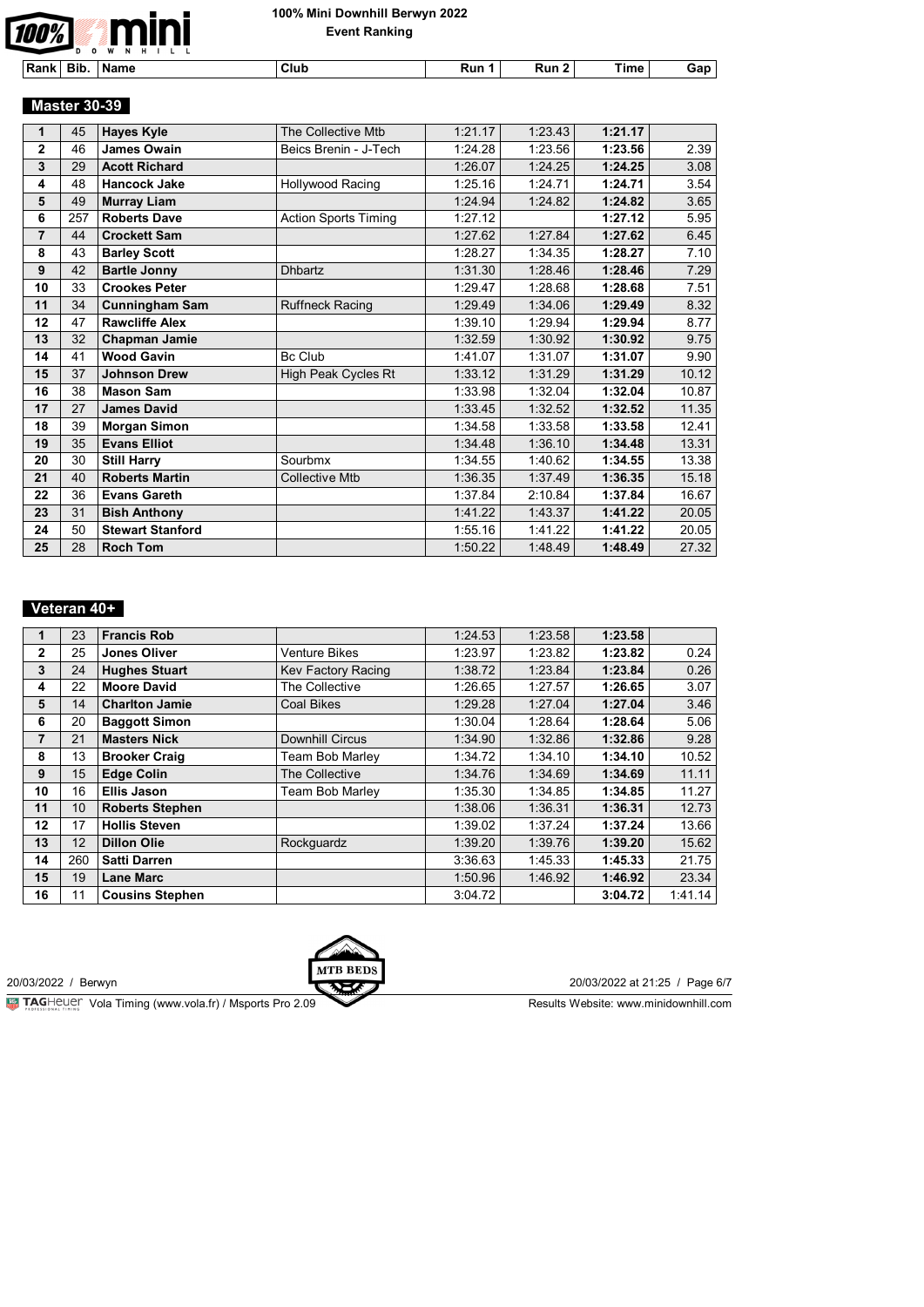# 100% Mini Downhill Berwyn 2022

**Event Ranking**

## Master 30-39

| Rank | Bib. | Name | Club | Run 1 | Run 2 | Time | Gap |
|---|---|---|---|---|---|---|---|
| 1 | 45 | **Hayes Kyle** | The Collective Mtb | 1:21.17 | 1:23.43 | **1:21.17** | |
| 2 | 46 | **James Owain** | Beics Brenin - J-Tech | 1:24.28 | 1:23.56 | **1:23.56** | 2.39 |
| 3 | 29 | **Acott Richard** | | 1:26.07 | 1:24.25 | **1:24.25** | 3.08 |
| 4 | 48 | **Hancock Jake** | Hollywood Racing | 1:25.16 | 1:24.71 | **1:24.71** | 3.54 |
| 5 | 49 | **Murray Liam** | | 1:24.94 | 1:24.82 | **1:24.82** | 3.65 |
| 6 | 257 | **Roberts Dave** | Action Sports Timing | 1:27.12 | | **1:27.12** | 5.95 |
| 7 | 44 | **Crockett Sam** | | 1:27.62 | 1:27.84 | **1:27.62** | 6.45 |
| 8 | 43 | **Barley Scott** | | 1:28.27 | 1:34.35 | **1:28.27** | 7.10 |
| 9 | 42 | **Bartle Jonny** | Dhbartz | 1:31.30 | 1:28.46 | **1:28.46** | 7.29 |
| 10 | 33 | **Crookes Peter** | | 1:29.47 | 1:28.68 | **1:28.68** | 7.51 |
| 11 | 34 | **Cunningham Sam** | Ruffneck Racing | 1:29.49 | 1:34.06 | **1:29.49** | 8.32 |
| 12 | 47 | **Rawcliffe Alex** | | 1:39.10 | 1:29.94 | **1:29.94** | 8.77 |
| 13 | 32 | **Chapman Jamie** | | 1:32.59 | 1:30.92 | **1:30.92** | 9.75 |
| 14 | 41 | **Wood Gavin** | Bc Club | 1:41.07 | 1:31.07 | **1:31.07** | 9.90 |
| 15 | 37 | **Johnson Drew** | High Peak Cycles Rt | 1:33.12 | 1:31.29 | **1:31.29** | 10.12 |
| 16 | 38 | **Mason Sam** | | 1:33.98 | 1:32.04 | **1:32.04** | 10.87 |
| 17 | 27 | **James David** | | 1:33.45 | 1:32.52 | **1:32.52** | 11.35 |
| 18 | 39 | **Morgan Simon** | | 1:34.58 | 1:33.58 | **1:33.58** | 12.41 |
| 19 | 35 | **Evans Elliot** | | 1:34.48 | 1:36.10 | **1:34.48** | 13.31 |
| 20 | 30 | **Still Harry** | Sourbmx | 1:34.55 | 1:40.62 | **1:34.55** | 13.38 |
| 21 | 40 | **Roberts Martin** | Collective Mtb | 1:36.35 | 1:37.49 | **1:36.35** | 15.18 |
| 22 | 36 | **Evans Gareth** | | 1:37.84 | 2:10.84 | **1:37.84** | 16.67 |
| 23 | 31 | **Bish Anthony** | | 1:41.22 | 1:43.37 | **1:41.22** | 20.05 |
| 24 | 50 | **Stewart Stanford** | | 1:55.16 | 1:41.22 | **1:41.22** | 20.05 |
| 25 | 28 | **Roch Tom** | | 1:50.22 | 1:48.49 | **1:48.49** | 27.32 |

## Veteran 40+

| Rank | Bib. | Name | Club | Run 1 | Run 2 | Time | Gap |
|---|---|---|---|---|---|---|---|
| 1 | 23 | **Francis Rob** | | 1:24.53 | 1:23.58 | **1:23.58** | |
| 2 | 25 | **Jones Oliver** | Venture Bikes | 1:23.97 | 1:23.82 | **1:23.82** | 0.24 |
| 3 | 24 | **Hughes Stuart** | Kev Factory Racing | 1:38.72 | 1:23.84 | **1:23.84** | 0.26 |
| 4 | 22 | **Moore David** | The Collective | 1:26.65 | 1:27.57 | **1:26.65** | 3.07 |
| 5 | 14 | **Charlton Jamie** | Coal Bikes | 1:29.28 | 1:27.04 | **1:27.04** | 3.46 |
| 6 | 20 | **Baggott Simon** | | 1:30.04 | 1:28.64 | **1:28.64** | 5.06 |
| 7 | 21 | **Masters Nick** | Downhill Circus | 1:34.90 | 1:32.86 | **1:32.86** | 9.28 |
| 8 | 13 | **Brooker Craig** | Team Bob Marley | 1:34.72 | 1:34.10 | **1:34.10** | 10.52 |
| 9 | 15 | **Edge Colin** | The Collective | 1:34.76 | 1:34.69 | **1:34.69** | 11.11 |
| 10 | 16 | **Ellis Jason** | Team Bob Marley | 1:35.30 | 1:34.85 | **1:34.85** | 11.27 |
| 11 | 10 | **Roberts Stephen** | | 1:38.06 | 1:36.31 | **1:36.31** | 12.73 |
| 12 | 17 | **Hollis Steven** | | 1:39.02 | 1:37.24 | **1:37.24** | 13.66 |
| 13 | 12 | **Dillon Olie** | Rockguardz | 1:39.20 | 1:39.76 | **1:39.20** | 15.62 |
| 14 | 260 | **Satti Darren** | | 3:36.63 | 1:45.33 | **1:45.33** | 21.75 |
| 15 | 19 | **Lane Marc** | | 1:50.96 | 1:46.92 | **1:46.92** | 23.34 |
| 16 | 11 | **Cousins Stephen** | | 3:04.72 | | **3:04.72** | 1:41.14 |

20/03/2022 / Berwyn — 20/03/2022 at 21:25

TAGHeuer Vola Timing (www.vola.fr) / Msports Pro 2.09 — Results Website: www.minidownhill.com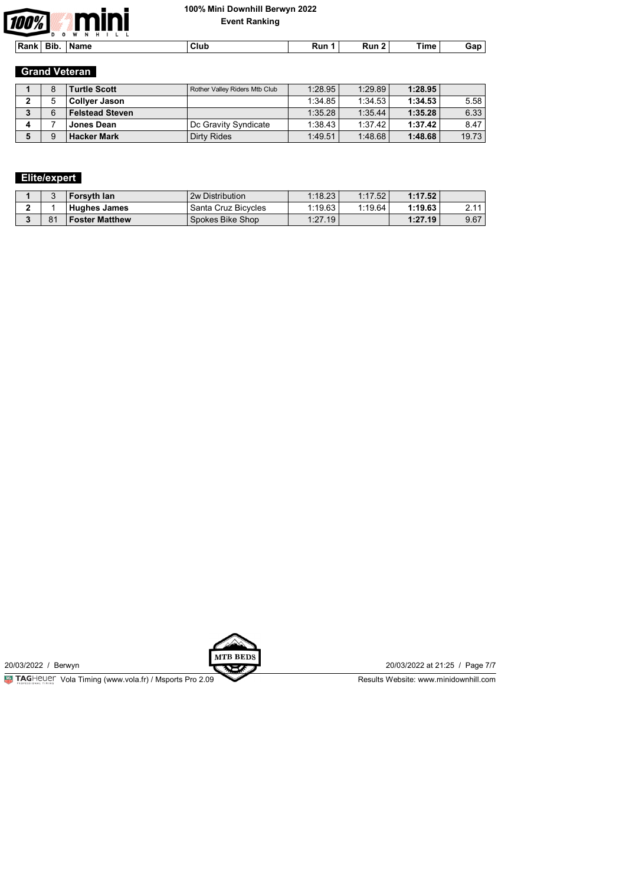# 100% Mini Downhill Berwyn 2022

**Event Ranking**

## Grand Veteran

| Rank | Bib. | Name | Club | Run 1 | Run 2 | Time | Gap |
|---|---|---|---|---|---|---|---|
| 1 | 8 | **Turtle Scott** | Rother Valley Riders Mtb Club | 1:28.95 | 1:29.89 | **1:28.95** | |
| 2 | 5 | **Collyer Jason** | | 1:34.85 | 1:34.53 | **1:34.53** | 5.58 |
| 3 | 6 | **Felstead Steven** | | 1:35.28 | 1:35.44 | **1:35.28** | 6.33 |
| 4 | 7 | **Jones Dean** | Dc Gravity Syndicate | 1:38.43 | 1:37.42 | **1:37.42** | 8.47 |
| 5 | 9 | **Hacker Mark** | Dirty Rides | 1:49.51 | 1:48.68 | **1:48.68** | 19.73 |

## Elite/expert

| Rank | Bib. | Name | Club | Run 1 | Run 2 | Time | Gap |
|---|---|---|---|---|---|---|---|
| 1 | 3 | **Forsyth Ian** | 2w Distribution | 1:18.23 | 1:17.52 | **1:17.52** | |
| 2 | 1 | **Hughes James** | Santa Cruz Bicycles | 1:19.63 | 1:19.64 | **1:19.63** | 2.11 |
| 3 | 81 | **Foster Matthew** | Spokes Bike Shop | 1:27.19 | | **1:27.19** | 9.67 |

20/03/2022 / Berwyn

20/03/2022 at 21:25

Vola Timing (www.vola.fr) / Msports Pro 2.09

Results Website: www.minidownhill.com